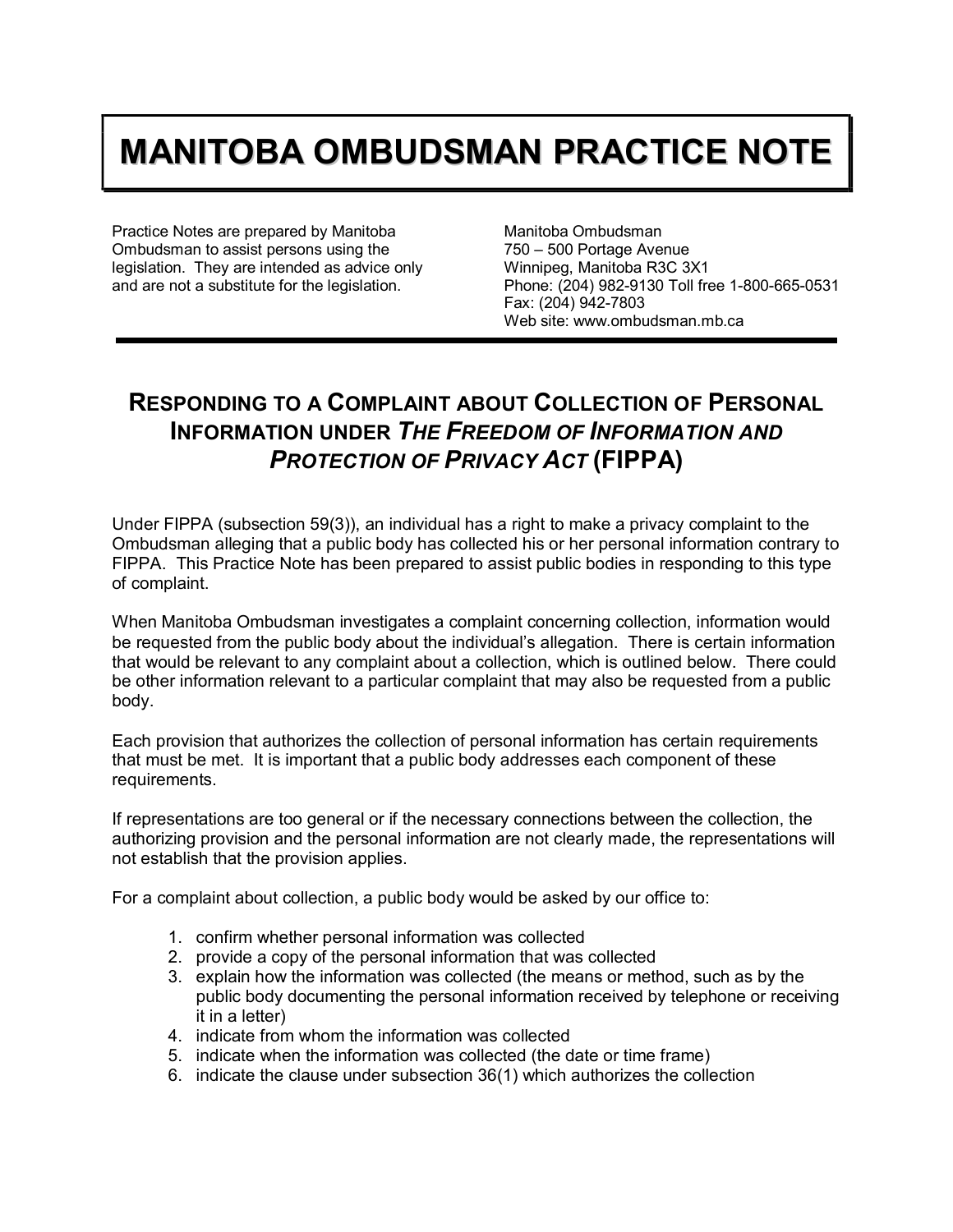# MANITOBA OMBUDSMAN PRACTICE NOTE

Practice Notes are prepared by Manitoba Ombudsman to assist persons using the legislation. They are intended as advice only and are not a substitute for the legislation.

Manitoba Ombudsman
750 – 500 Portage Avenue
Winnipeg, Manitoba R3C 3X1
Phone: (204) 982-9130 Toll free 1-800-665-0531
Fax: (204) 942-7803
Web site: www.ombudsman.mb.ca

---

## RESPONDING TO A COMPLAINT ABOUT COLLECTION OF PERSONAL INFORMATION UNDER *THE FREEDOM OF INFORMATION AND PROTECTION OF PRIVACY ACT* (FIPPA)

Under FIPPA (subsection 59(3)), an individual has a right to make a privacy complaint to the Ombudsman alleging that a public body has collected his or her personal information contrary to FIPPA. This Practice Note has been prepared to assist public bodies in responding to this type of complaint.

When Manitoba Ombudsman investigates a complaint concerning collection, information would be requested from the public body about the individual's allegation. There is certain information that would be relevant to any complaint about a collection, which is outlined below. There could be other information relevant to a particular complaint that may also be requested from a public body.

Each provision that authorizes the collection of personal information has certain requirements that must be met. It is important that a public body addresses each component of these requirements.

If representations are too general or if the necessary connections between the collection, the authorizing provision and the personal information are not clearly made, the representations will not establish that the provision applies.

For a complaint about collection, a public body would be asked by our office to:

1. confirm whether personal information was collected
2. provide a copy of the personal information that was collected
3. explain how the information was collected (the means or method, such as by the public body documenting the personal information received by telephone or receiving it in a letter)
4. indicate from whom the information was collected
5. indicate when the information was collected (the date or time frame)
6. indicate the clause under subsection 36(1) which authorizes the collection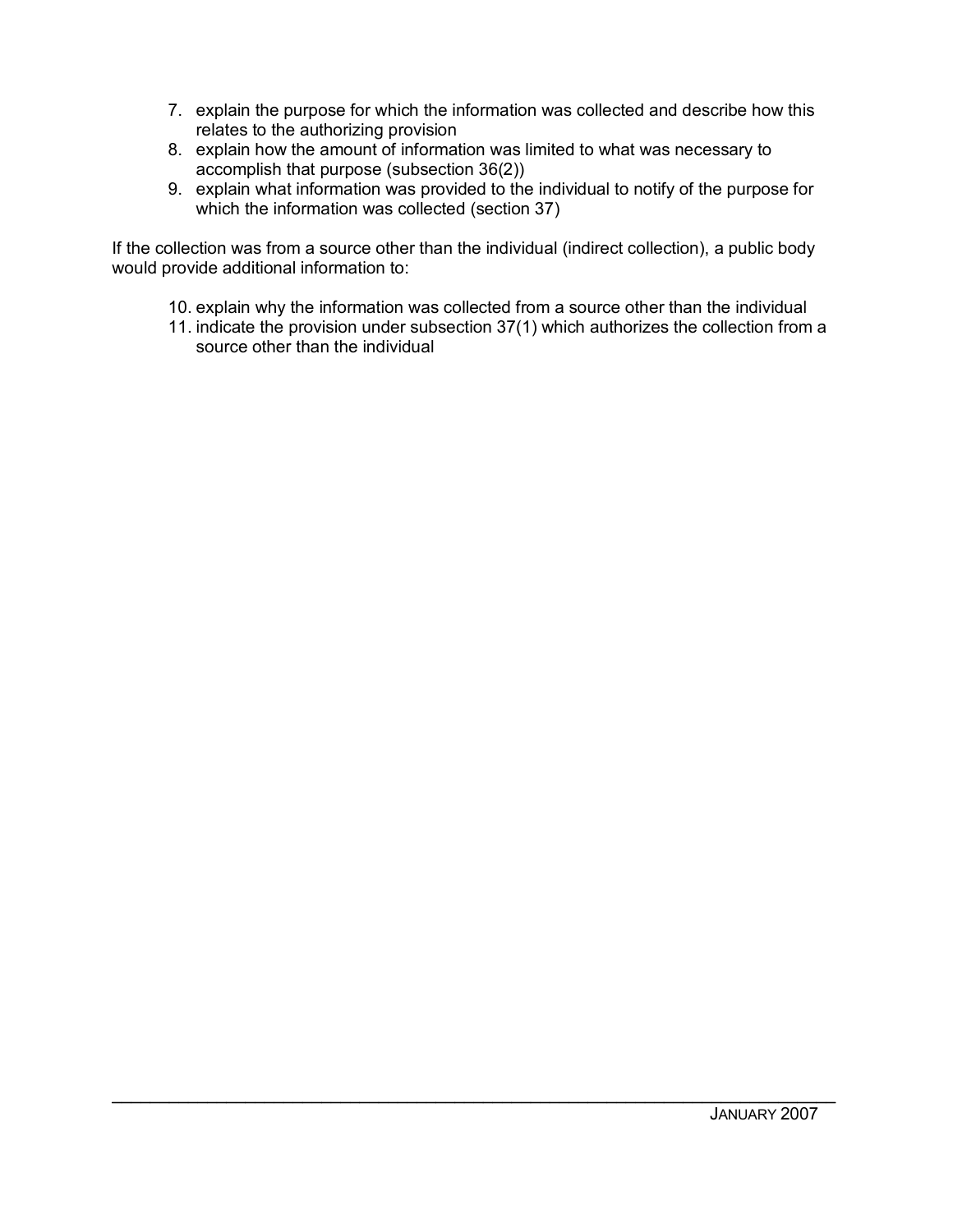7. explain the purpose for which the information was collected and describe how this relates to the authorizing provision
8. explain how the amount of information was limited to what was necessary to accomplish that purpose (subsection 36(2))
9. explain what information was provided to the individual to notify of the purpose for which the information was collected (section 37)

If the collection was from a source other than the individual (indirect collection), a public body would provide additional information to:

10. explain why the information was collected from a source other than the individual
11. indicate the provision under subsection 37(1) which authorizes the collection from a source other than the individual